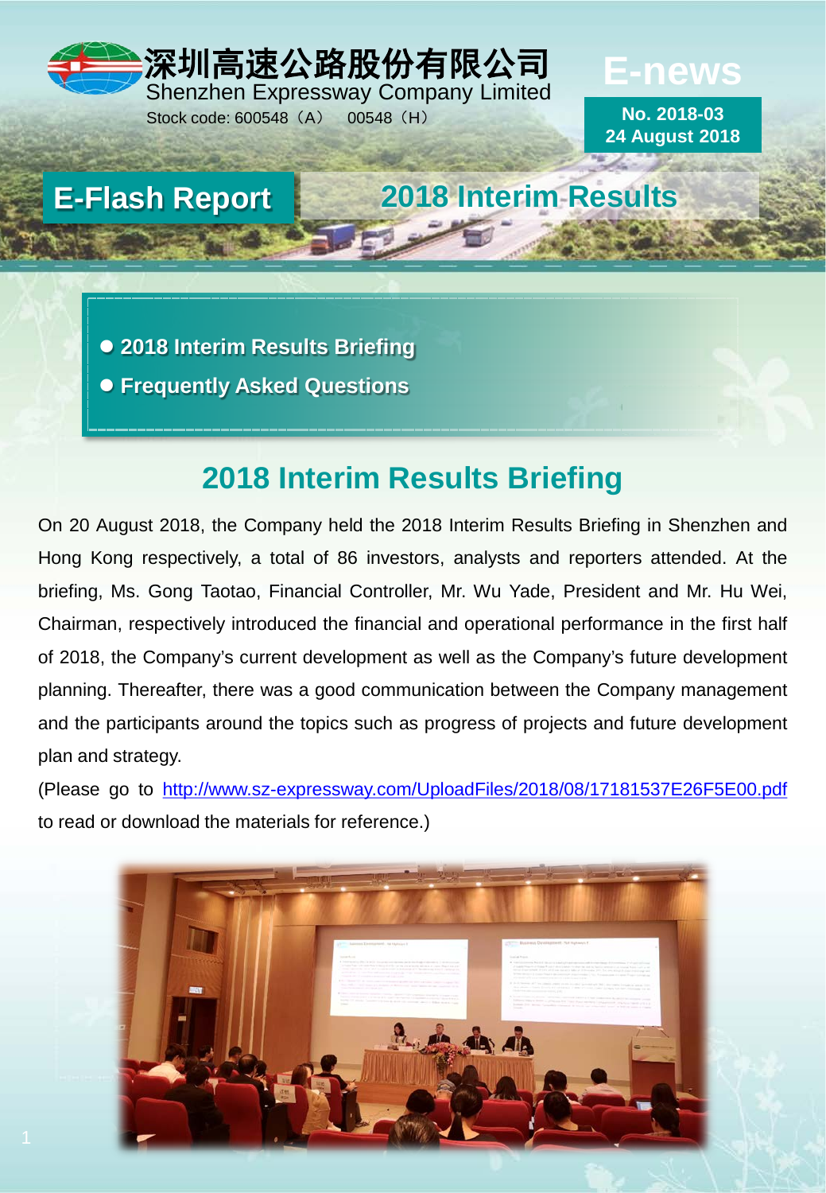深圳高速公路股份有限公司
Shenzhen Expressway Company Limited
Stock code: 600548（A） 00548（H）

**E-news**

**No. 2018-03**
**24 August 2018**

# E-Flash Report

# 2018 Interim Results

- **2018 Interim Results Briefing**
- **Frequently Asked Questions**

## 2018 Interim Results Briefing

On 20 August 2018, the Company held the 2018 Interim Results Briefing in Shenzhen and Hong Kong respectively, a total of 86 investors, analysts and reporters attended. At the briefing, Ms. Gong Taotao, Financial Controller, Mr. Wu Yade, President and Mr. Hu Wei, Chairman, respectively introduced the financial and operational performance in the first half of 2018, the Company's current development as well as the Company's future development planning. Thereafter, there was a good communication between the Company management and the participants around the topics such as progress of projects and future development plan and strategy.

(Please go to http://www.sz-expressway.com/UploadFiles/2018/08/17181537E26F5E00.pdf to read or download the materials for reference.)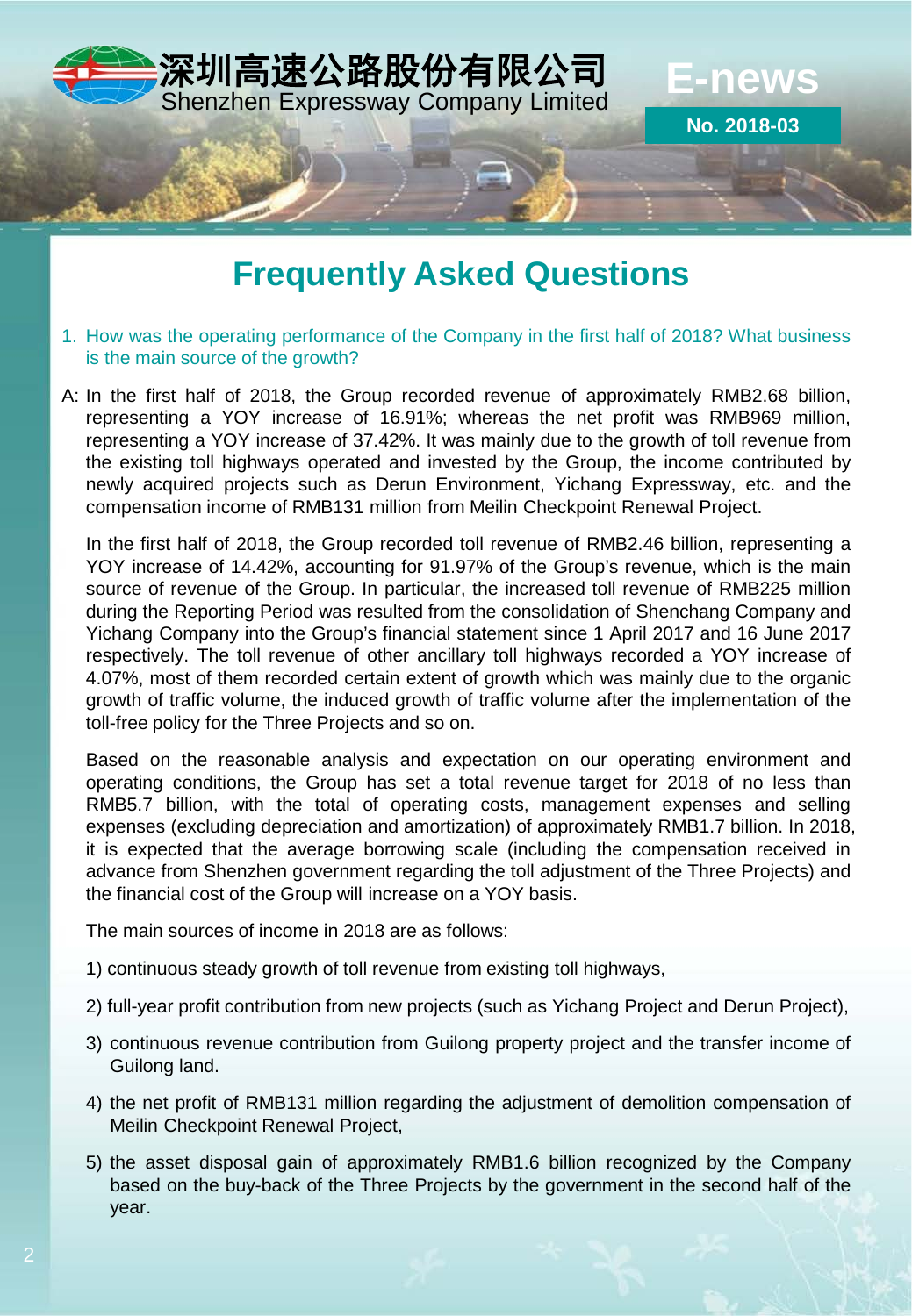# Frequently Asked Questions

1. How was the operating performance of the Company in the first half of 2018? What business is the main source of the growth?

A: In the first half of 2018, the Group recorded revenue of approximately RMB2.68 billion, representing a YOY increase of 16.91%; whereas the net profit was RMB969 million, representing a YOY increase of 37.42%. It was mainly due to the growth of toll revenue from the existing toll highways operated and invested by the Group, the income contributed by newly acquired projects such as Derun Environment, Yichang Expressway, etc. and the compensation income of RMB131 million from Meilin Checkpoint Renewal Project.

In the first half of 2018, the Group recorded toll revenue of RMB2.46 billion, representing a YOY increase of 14.42%, accounting for 91.97% of the Group's revenue, which is the main source of revenue of the Group. In particular, the increased toll revenue of RMB225 million during the Reporting Period was resulted from the consolidation of Shenchang Company and Yichang Company into the Group's financial statement since 1 April 2017 and 16 June 2017 respectively. The toll revenue of other ancillary toll highways recorded a YOY increase of 4.07%, most of them recorded certain extent of growth which was mainly due to the organic growth of traffic volume, the induced growth of traffic volume after the implementation of the toll-free policy for the Three Projects and so on.

Based on the reasonable analysis and expectation on our operating environment and operating conditions, the Group has set a total revenue target for 2018 of no less than RMB5.7 billion, with the total of operating costs, management expenses and selling expenses (excluding depreciation and amortization) of approximately RMB1.7 billion. In 2018, it is expected that the average borrowing scale (including the compensation received in advance from Shenzhen government regarding the toll adjustment of the Three Projects) and the financial cost of the Group will increase on a YOY basis.

The main sources of income in 2018 are as follows:

1) continuous steady growth of toll revenue from existing toll highways,

2) full-year profit contribution from new projects (such as Yichang Project and Derun Project),

3) continuous revenue contribution from Guilong property project and the transfer income of Guilong land.

4) the net profit of RMB131 million regarding the adjustment of demolition compensation of Meilin Checkpoint Renewal Project,

5) the asset disposal gain of approximately RMB1.6 billion recognized by the Company based on the buy-back of the Three Projects by the government in the second half of the year.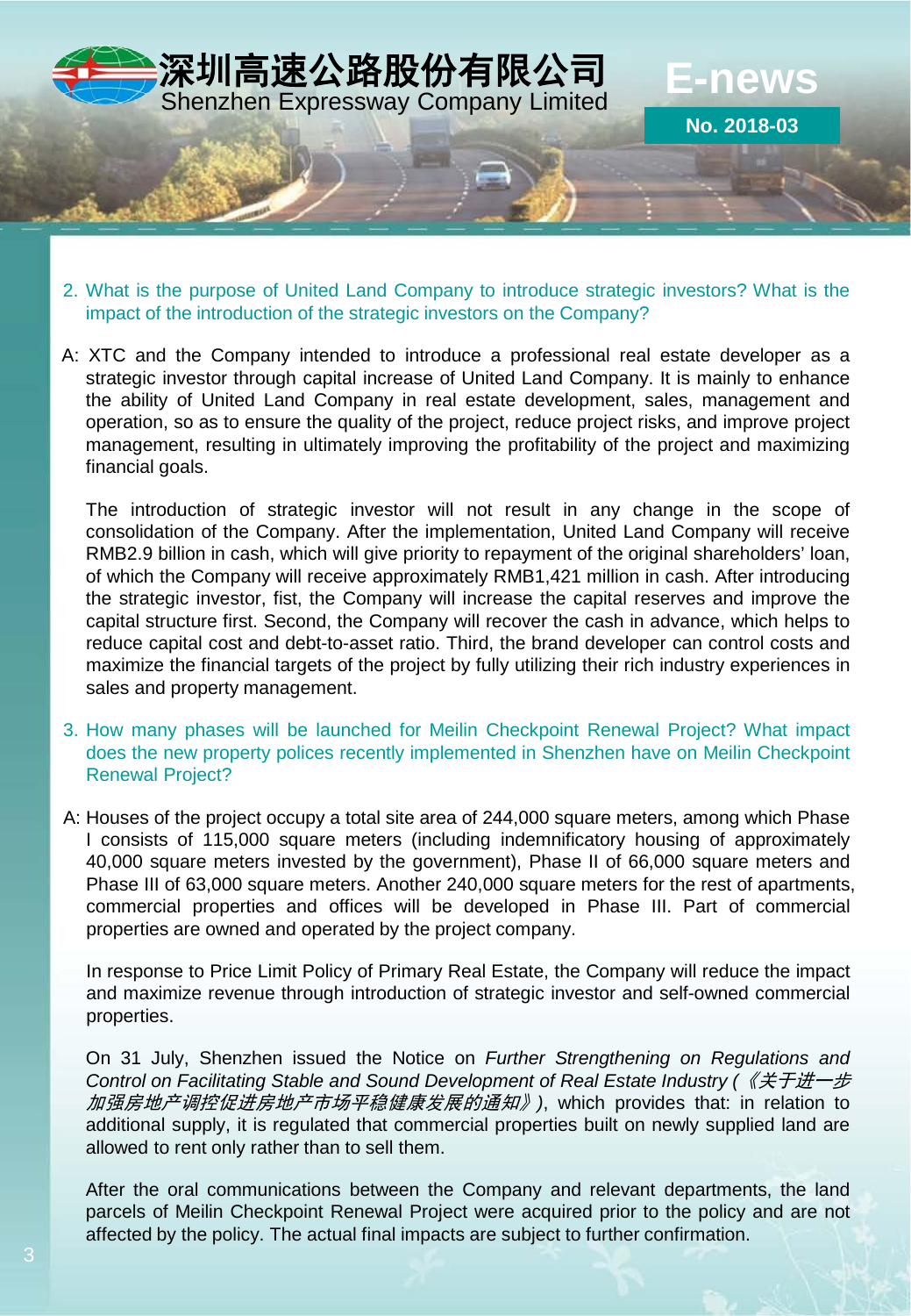2. What is the purpose of United Land Company to introduce strategic investors? What is the impact of the introduction of the strategic investors on the Company?

A: XTC and the Company intended to introduce a professional real estate developer as a strategic investor through capital increase of United Land Company. It is mainly to enhance the ability of United Land Company in real estate development, sales, management and operation, so as to ensure the quality of the project, reduce project risks, and improve project management, resulting in ultimately improving the profitability of the project and maximizing financial goals.

The introduction of strategic investor will not result in any change in the scope of consolidation of the Company. After the implementation, United Land Company will receive RMB2.9 billion in cash, which will give priority to repayment of the original shareholders' loan, of which the Company will receive approximately RMB1,421 million in cash. After introducing the strategic investor, fist, the Company will increase the capital reserves and improve the capital structure first. Second, the Company will recover the cash in advance, which helps to reduce capital cost and debt-to-asset ratio. Third, the brand developer can control costs and maximize the financial targets of the project by fully utilizing their rich industry experiences in sales and property management.

3. How many phases will be launched for Meilin Checkpoint Renewal Project? What impact does the new property polices recently implemented in Shenzhen have on Meilin Checkpoint Renewal Project?

A: Houses of the project occupy a total site area of 244,000 square meters, among which Phase I consists of 115,000 square meters (including indemnificatory housing of approximately 40,000 square meters invested by the government), Phase II of 66,000 square meters and Phase III of 63,000 square meters. Another 240,000 square meters for the rest of apartments, commercial properties and offices will be developed in Phase III. Part of commercial properties are owned and operated by the project company.

In response to Price Limit Policy of Primary Real Estate, the Company will reduce the impact and maximize revenue through introduction of strategic investor and self-owned commercial properties.

On 31 July, Shenzhen issued the Notice on *Further Strengthening on Regulations and Control on Facilitating Stable and Sound Development of Real Estate Industry* (*《关于进一步加强房地产调控促进房地产市场平稳健康发展的通知》*), which provides that: in relation to additional supply, it is regulated that commercial properties built on newly supplied land are allowed to rent only rather than to sell them.

After the oral communications between the Company and relevant departments, the land parcels of Meilin Checkpoint Renewal Project were acquired prior to the policy and are not affected by the policy. The actual final impacts are subject to further confirmation.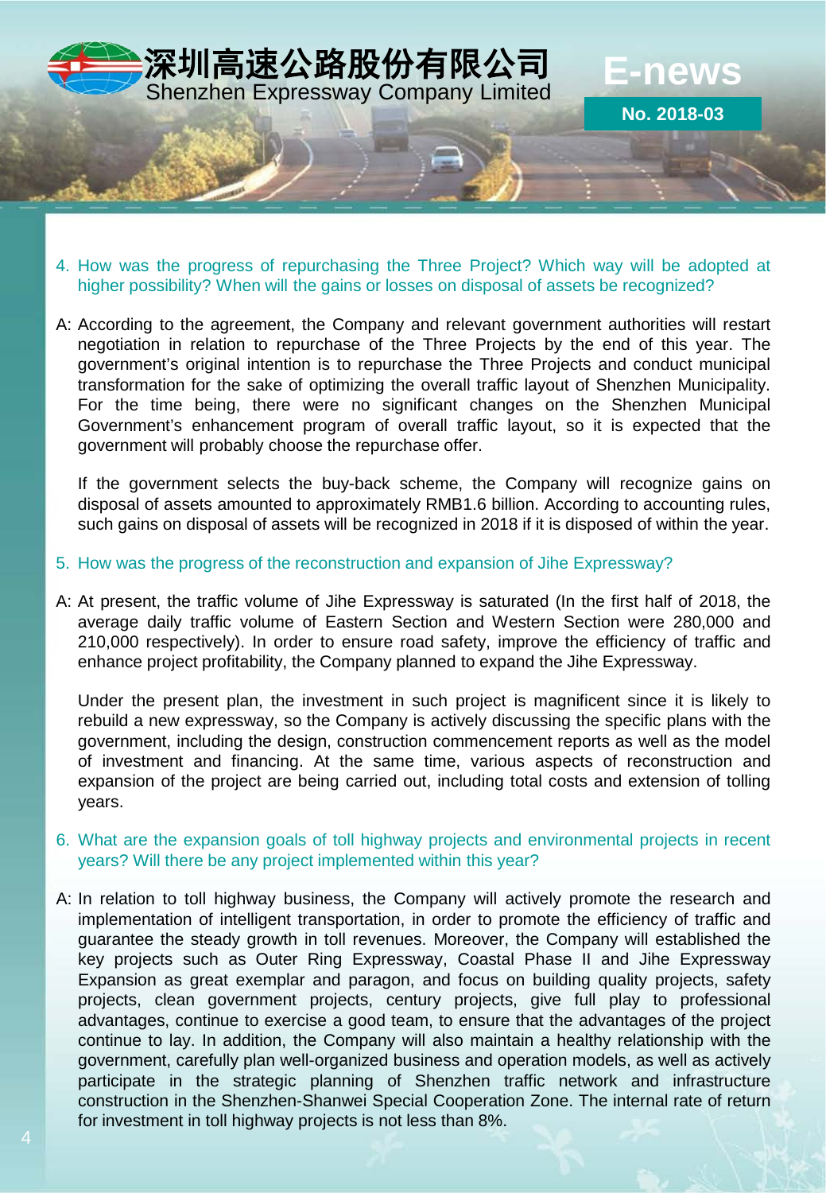4. How was the progress of repurchasing the Three Project? Which way will be adopted at higher possibility? When will the gains or losses on disposal of assets be recognized?

A: According to the agreement, the Company and relevant government authorities will restart negotiation in relation to repurchase of the Three Projects by the end of this year. The government's original intention is to repurchase the Three Projects and conduct municipal transformation for the sake of optimizing the overall traffic layout of Shenzhen Municipality. For the time being, there were no significant changes on the Shenzhen Municipal Government's enhancement program of overall traffic layout, so it is expected that the government will probably choose the repurchase offer.

If the government selects the buy-back scheme, the Company will recognize gains on disposal of assets amounted to approximately RMB1.6 billion. According to accounting rules, such gains on disposal of assets will be recognized in 2018 if it is disposed of within the year.

5. How was the progress of the reconstruction and expansion of Jihe Expressway?

A: At present, the traffic volume of Jihe Expressway is saturated (In the first half of 2018, the average daily traffic volume of Eastern Section and Western Section were 280,000 and 210,000 respectively). In order to ensure road safety, improve the efficiency of traffic and enhance project profitability, the Company planned to expand the Jihe Expressway.

Under the present plan, the investment in such project is magnificent since it is likely to rebuild a new expressway, so the Company is actively discussing the specific plans with the government, including the design, construction commencement reports as well as the model of investment and financing. At the same time, various aspects of reconstruction and expansion of the project are being carried out, including total costs and extension of tolling years.

6. What are the expansion goals of toll highway projects and environmental projects in recent years? Will there be any project implemented within this year?

A: In relation to toll highway business, the Company will actively promote the research and implementation of intelligent transportation, in order to promote the efficiency of traffic and guarantee the steady growth in toll revenues. Moreover, the Company will established the key projects such as Outer Ring Expressway, Coastal Phase II and Jihe Expressway Expansion as great exemplar and paragon, and focus on building quality projects, safety projects, clean government projects, century projects, give full play to professional advantages, continue to exercise a good team, to ensure that the advantages of the project continue to lay. In addition, the Company will also maintain a healthy relationship with the government, carefully plan well-organized business and operation models, as well as actively participate in the strategic planning of Shenzhen traffic network and infrastructure construction in the Shenzhen-Shanwei Special Cooperation Zone. The internal rate of return for investment in toll highway projects is not less than 8%.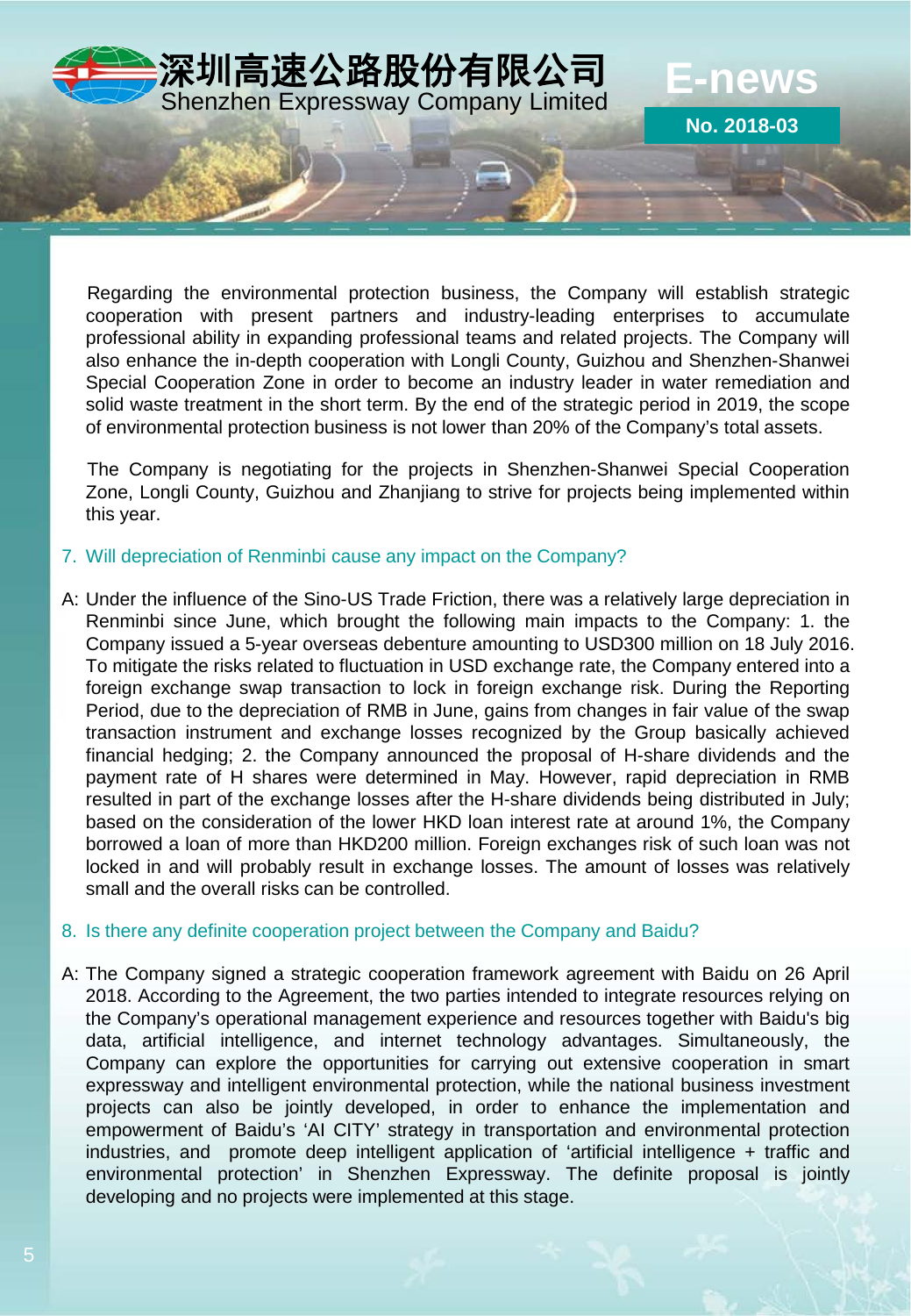Regarding the environmental protection business, the Company will establish strategic cooperation with present partners and industry-leading enterprises to accumulate professional ability in expanding professional teams and related projects. The Company will also enhance the in-depth cooperation with Longli County, Guizhou and Shenzhen-Shanwei Special Cooperation Zone in order to become an industry leader in water remediation and solid waste treatment in the short term. By the end of the strategic period in 2019, the scope of environmental protection business is not lower than 20% of the Company's total assets.

The Company is negotiating for the projects in Shenzhen-Shanwei Special Cooperation Zone, Longli County, Guizhou and Zhanjiang to strive for projects being implemented within this year.

7. Will depreciation of Renminbi cause any impact on the Company?

A: Under the influence of the Sino-US Trade Friction, there was a relatively large depreciation in Renminbi since June, which brought the following main impacts to the Company: 1. the Company issued a 5-year overseas debenture amounting to USD300 million on 18 July 2016. To mitigate the risks related to fluctuation in USD exchange rate, the Company entered into a foreign exchange swap transaction to lock in foreign exchange risk. During the Reporting Period, due to the depreciation of RMB in June, gains from changes in fair value of the swap transaction instrument and exchange losses recognized by the Group basically achieved financial hedging; 2. the Company announced the proposal of H-share dividends and the payment rate of H shares were determined in May. However, rapid depreciation in RMB resulted in part of the exchange losses after the H-share dividends being distributed in July; based on the consideration of the lower HKD loan interest rate at around 1%, the Company borrowed a loan of more than HKD200 million. Foreign exchanges risk of such loan was not locked in and will probably result in exchange losses. The amount of losses was relatively small and the overall risks can be controlled.

8. Is there any definite cooperation project between the Company and Baidu?

A: The Company signed a strategic cooperation framework agreement with Baidu on 26 April 2018. According to the Agreement, the two parties intended to integrate resources relying on the Company's operational management experience and resources together with Baidu's big data, artificial intelligence, and internet technology advantages. Simultaneously, the Company can explore the opportunities for carrying out extensive cooperation in smart expressway and intelligent environmental protection, while the national business investment projects can also be jointly developed, in order to enhance the implementation and empowerment of Baidu's 'AI CITY' strategy in transportation and environmental protection industries, and promote deep intelligent application of 'artificial intelligence + traffic and environmental protection' in Shenzhen Expressway. The definite proposal is jointly developing and no projects were implemented at this stage.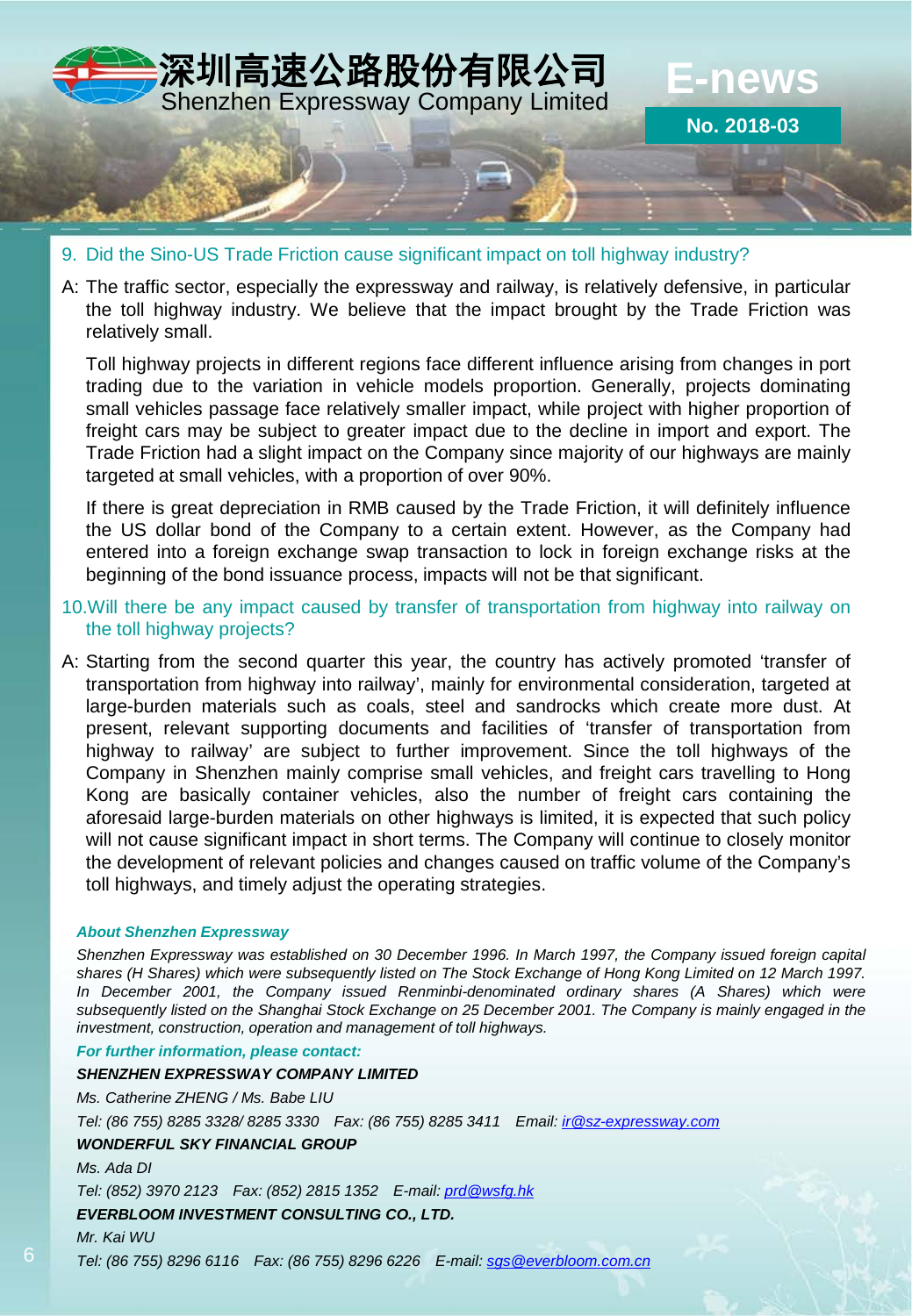9. Did the Sino-US Trade Friction cause significant impact on toll highway industry?

A: The traffic sector, especially the expressway and railway, is relatively defensive, in particular the toll highway industry. We believe that the impact brought by the Trade Friction was relatively small.

Toll highway projects in different regions face different influence arising from changes in port trading due to the variation in vehicle models proportion. Generally, projects dominating small vehicles passage face relatively smaller impact, while project with higher proportion of freight cars may be subject to greater impact due to the decline in import and export. The Trade Friction had a slight impact on the Company since majority of our highways are mainly targeted at small vehicles, with a proportion of over 90%.

If there is great depreciation in RMB caused by the Trade Friction, it will definitely influence the US dollar bond of the Company to a certain extent. However, as the Company had entered into a foreign exchange swap transaction to lock in foreign exchange risks at the beginning of the bond issuance process, impacts will not be that significant.

10. Will there be any impact caused by transfer of transportation from highway into railway on the toll highway projects?

A: Starting from the second quarter this year, the country has actively promoted 'transfer of transportation from highway into railway', mainly for environmental consideration, targeted at large-burden materials such as coals, steel and sandrocks which create more dust. At present, relevant supporting documents and facilities of 'transfer of transportation from highway to railway' are subject to further improvement. Since the toll highways of the Company in Shenzhen mainly comprise small vehicles, and freight cars travelling to Hong Kong are basically container vehicles, also the number of freight cars containing the aforesaid large-burden materials on other highways is limited, it is expected that such policy will not cause significant impact in short terms. The Company will continue to closely monitor the development of relevant policies and changes caused on traffic volume of the Company's toll highways, and timely adjust the operating strategies.

***About Shenzhen Expressway***

*Shenzhen Expressway was established on 30 December 1996. In March 1997, the Company issued foreign capital shares (H Shares) which were subsequently listed on The Stock Exchange of Hong Kong Limited on 12 March 1997. In December 2001, the Company issued Renminbi-denominated ordinary shares (A Shares) which were subsequently listed on the Shanghai Stock Exchange on 25 December 2001. The Company is mainly engaged in the investment, construction, operation and management of toll highways.*

***For further information, please contact:***

***SHENZHEN EXPRESSWAY COMPANY LIMITED***

*Ms. Catherine ZHENG / Ms. Babe LIU*

*Tel: (86 755) 8285 3328/ 8285 3330 Fax: (86 755) 8285 3411 Email: ir@sz-expressway.com*

***WONDERFUL SKY FINANCIAL GROUP***

*Ms. Ada DI*

*Tel: (852) 3970 2123 Fax: (852) 2815 1352 E-mail: prd@wsfg.hk*

***EVERBLOOM INVESTMENT CONSULTING CO., LTD.***

*Mr. Kai WU*

*Tel: (86 755) 8296 6116 Fax: (86 755) 8296 6226 E-mail: sgs@everbloom.com.cn*